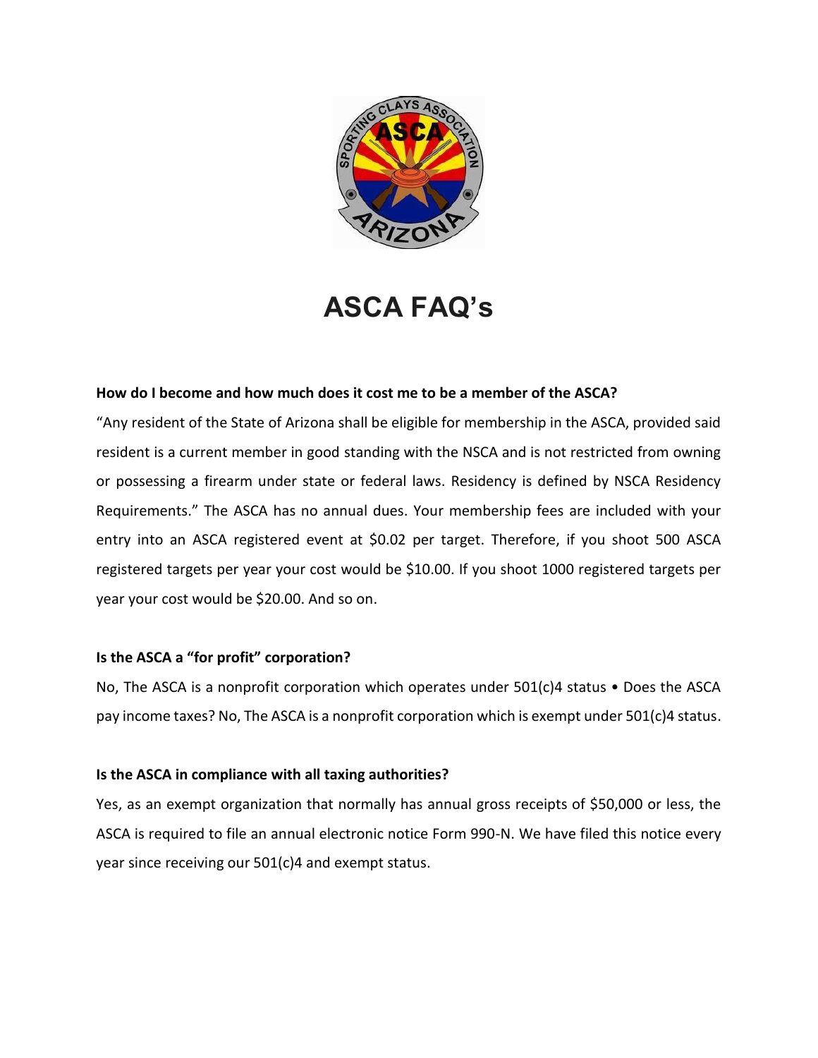# ASCA FAQ's

**How do I become and how much does it cost me to be a member of the ASCA?**

"Any resident of the State of Arizona shall be eligible for membership in the ASCA, provided said resident is a current member in good standing with the NSCA and is not restricted from owning or possessing a firearm under state or federal laws. Residency is defined by NSCA Residency Requirements." The ASCA has no annual dues. Your membership fees are included with your entry into an ASCA registered event at $0.02 per target. Therefore, if you shoot 500 ASCA registered targets per year your cost would be $10.00. If you shoot 1000 registered targets per year your cost would be $20.00. And so on.

**Is the ASCA a "for profit" corporation?**

No, The ASCA is a nonprofit corporation which operates under 501(c)4 status • Does the ASCA pay income taxes? No, The ASCA is a nonprofit corporation which is exempt under 501(c)4 status.

**Is the ASCA in compliance with all taxing authorities?**

Yes, as an exempt organization that normally has annual gross receipts of $50,000 or less, the ASCA is required to file an annual electronic notice Form 990-N. We have filed this notice every year since receiving our 501(c)4 and exempt status.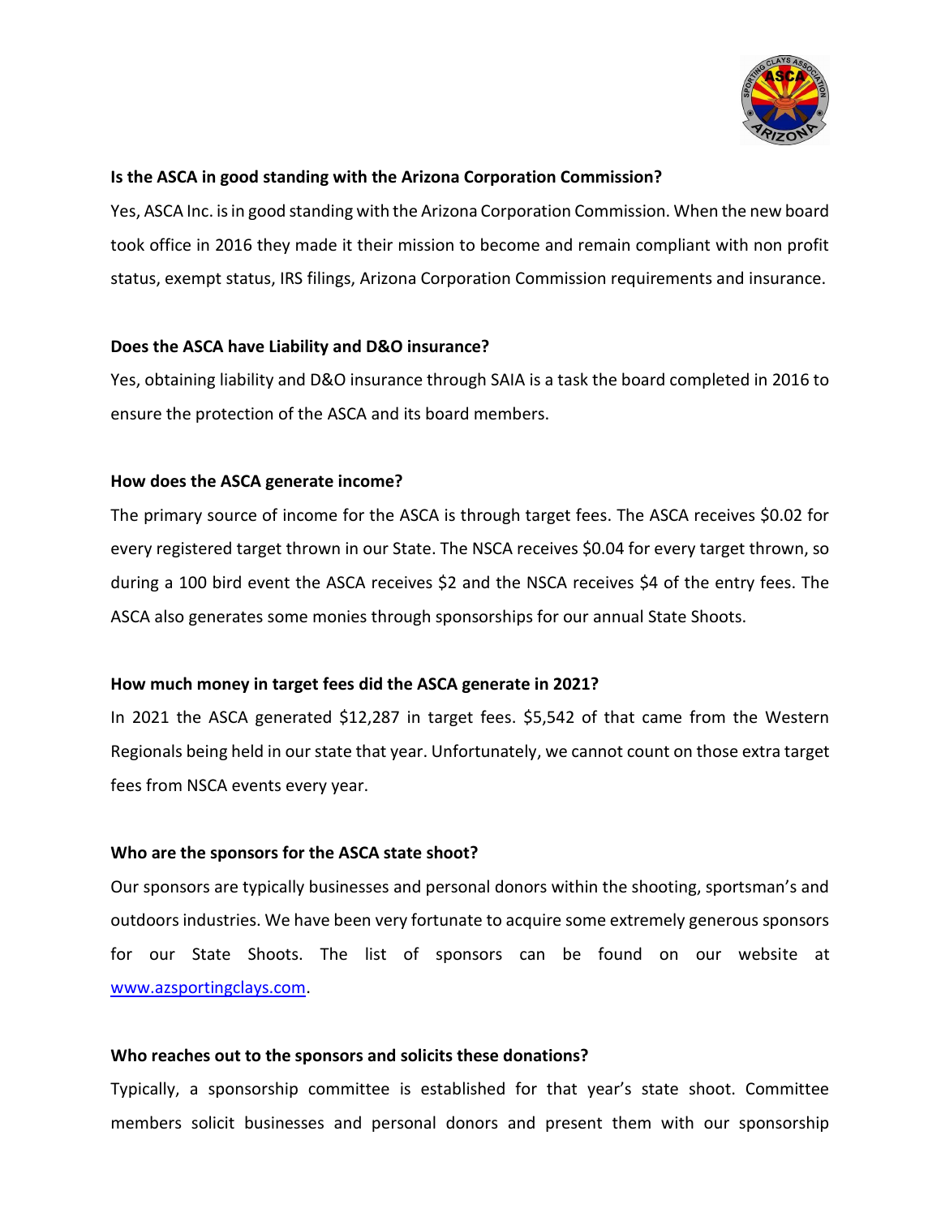**Is the ASCA in good standing with the Arizona Corporation Commission?**

Yes, ASCA Inc. is in good standing with the Arizona Corporation Commission. When the new board took office in 2016 they made it their mission to become and remain compliant with non profit status, exempt status, IRS filings, Arizona Corporation Commission requirements and insurance.

**Does the ASCA have Liability and D&O insurance?**

Yes, obtaining liability and D&O insurance through SAIA is a task the board completed in 2016 to ensure the protection of the ASCA and its board members.

**How does the ASCA generate income?**

The primary source of income for the ASCA is through target fees. The ASCA receives $0.02 for every registered target thrown in our State. The NSCA receives $0.04 for every target thrown, so during a 100 bird event the ASCA receives $2 and the NSCA receives $4 of the entry fees. The ASCA also generates some monies through sponsorships for our annual State Shoots.

**How much money in target fees did the ASCA generate in 2021?**

In 2021 the ASCA generated $12,287 in target fees. $5,542 of that came from the Western Regionals being held in our state that year. Unfortunately, we cannot count on those extra target fees from NSCA events every year.

**Who are the sponsors for the ASCA state shoot?**

Our sponsors are typically businesses and personal donors within the shooting, sportsman's and outdoors industries. We have been very fortunate to acquire some extremely generous sponsors for our State Shoots. The list of sponsors can be found on our website at [www.azsportingclays.com](http://www.azsportingclays.com).

**Who reaches out to the sponsors and solicits these donations?**

Typically, a sponsorship committee is established for that year's state shoot. Committee members solicit businesses and personal donors and present them with our sponsorship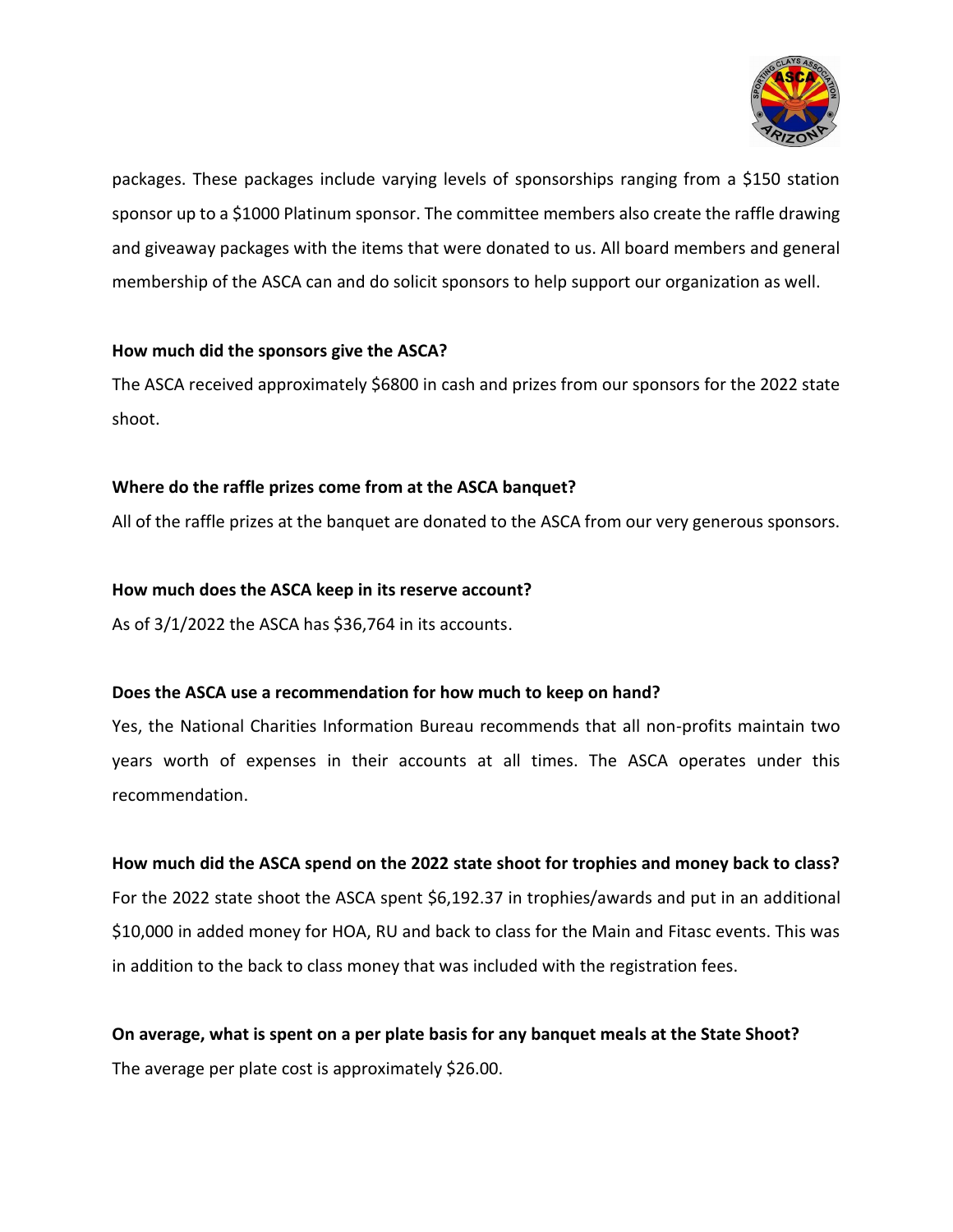packages. These packages include varying levels of sponsorships ranging from a $150 station sponsor up to a $1000 Platinum sponsor. The committee members also create the raffle drawing and giveaway packages with the items that were donated to us. All board members and general membership of the ASCA can and do solicit sponsors to help support our organization as well.

**How much did the sponsors give the ASCA?**

The ASCA received approximately $6800 in cash and prizes from our sponsors for the 2022 state shoot.

**Where do the raffle prizes come from at the ASCA banquet?**

All of the raffle prizes at the banquet are donated to the ASCA from our very generous sponsors.

**How much does the ASCA keep in its reserve account?**

As of 3/1/2022 the ASCA has $36,764 in its accounts.

**Does the ASCA use a recommendation for how much to keep on hand?**

Yes, the National Charities Information Bureau recommends that all non-profits maintain two years worth of expenses in their accounts at all times. The ASCA operates under this recommendation.

**How much did the ASCA spend on the 2022 state shoot for trophies and money back to class?**

For the 2022 state shoot the ASCA spent $6,192.37 in trophies/awards and put in an additional $10,000 in added money for HOA, RU and back to class for the Main and Fitasc events. This was in addition to the back to class money that was included with the registration fees.

**On average, what is spent on a per plate basis for any banquet meals at the State Shoot?**

The average per plate cost is approximately $26.00.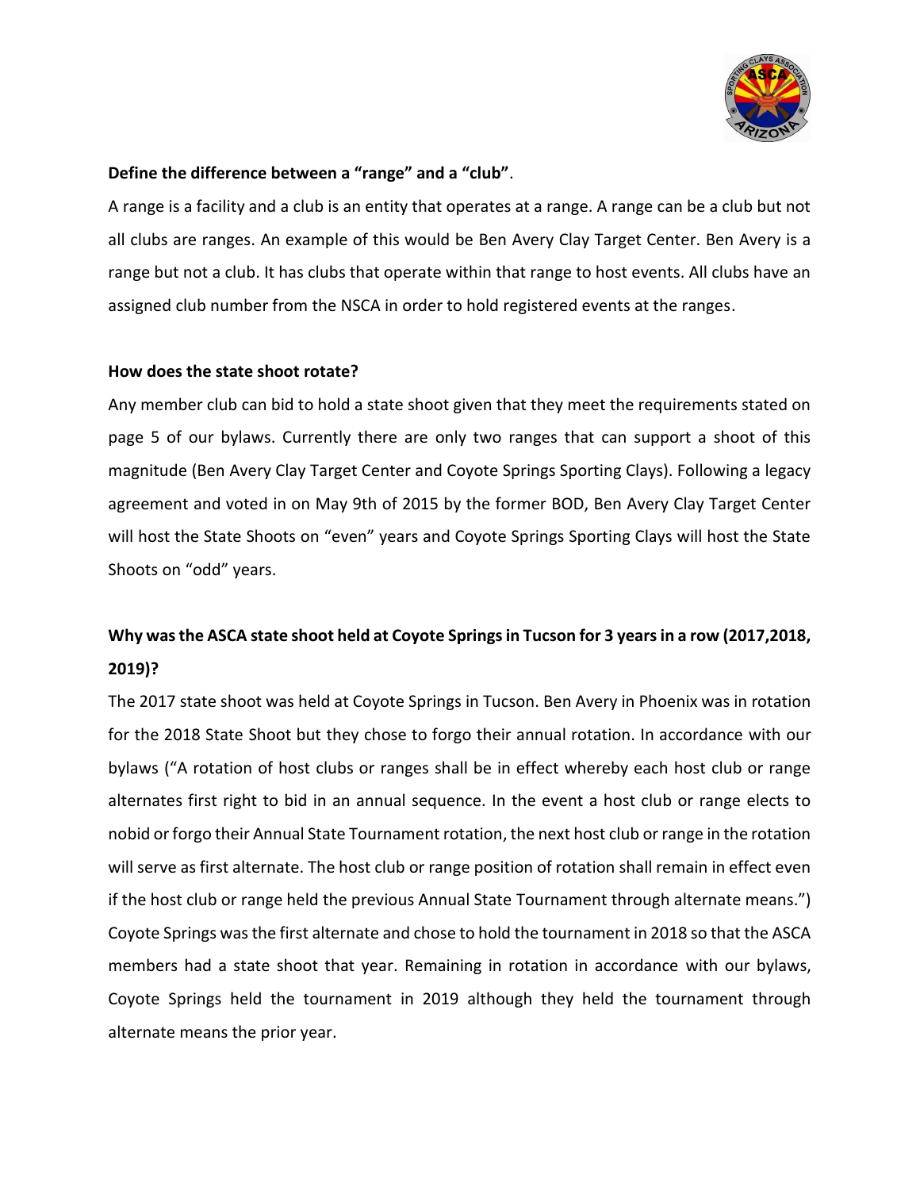**Define the difference between a "range" and a "club"**.

A range is a facility and a club is an entity that operates at a range. A range can be a club but not all clubs are ranges. An example of this would be Ben Avery Clay Target Center. Ben Avery is a range but not a club. It has clubs that operate within that range to host events. All clubs have an assigned club number from the NSCA in order to hold registered events at the ranges.

**How does the state shoot rotate?**

Any member club can bid to hold a state shoot given that they meet the requirements stated on page 5 of our bylaws. Currently there are only two ranges that can support a shoot of this magnitude (Ben Avery Clay Target Center and Coyote Springs Sporting Clays). Following a legacy agreement and voted in on May 9th of 2015 by the former BOD, Ben Avery Clay Target Center will host the State Shoots on "even" years and Coyote Springs Sporting Clays will host the State Shoots on "odd" years.

**Why was the ASCA state shoot held at Coyote Springs in Tucson for 3 years in a row (2017,2018, 2019)?**

The 2017 state shoot was held at Coyote Springs in Tucson. Ben Avery in Phoenix was in rotation for the 2018 State Shoot but they chose to forgo their annual rotation. In accordance with our bylaws ("A rotation of host clubs or ranges shall be in effect whereby each host club or range alternates first right to bid in an annual sequence. In the event a host club or range elects to nobid or forgo their Annual State Tournament rotation, the next host club or range in the rotation will serve as first alternate. The host club or range position of rotation shall remain in effect even if the host club or range held the previous Annual State Tournament through alternate means.") Coyote Springs was the first alternate and chose to hold the tournament in 2018 so that the ASCA members had a state shoot that year. Remaining in rotation in accordance with our bylaws, Coyote Springs held the tournament in 2019 although they held the tournament through alternate means the prior year.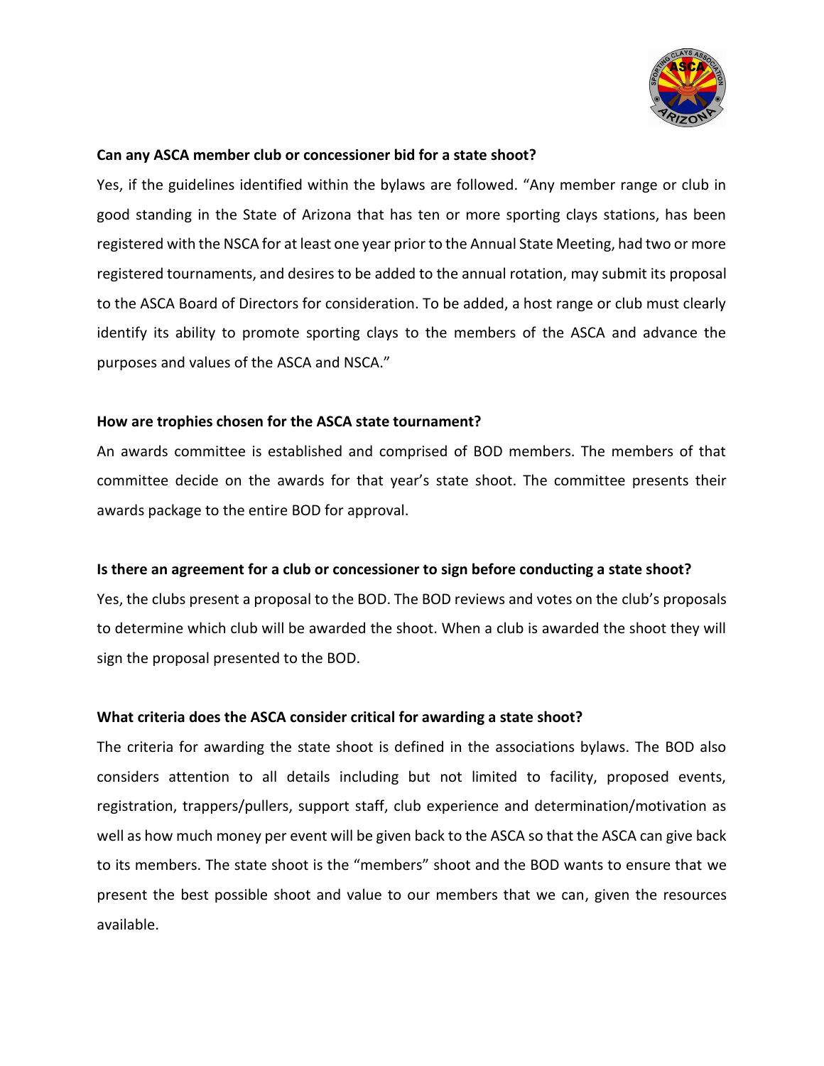**Can any ASCA member club or concessioner bid for a state shoot?**

Yes, if the guidelines identified within the bylaws are followed. "Any member range or club in good standing in the State of Arizona that has ten or more sporting clays stations, has been registered with the NSCA for at least one year prior to the Annual State Meeting, had two or more registered tournaments, and desires to be added to the annual rotation, may submit its proposal to the ASCA Board of Directors for consideration. To be added, a host range or club must clearly identify its ability to promote sporting clays to the members of the ASCA and advance the purposes and values of the ASCA and NSCA."

**How are trophies chosen for the ASCA state tournament?**

An awards committee is established and comprised of BOD members. The members of that committee decide on the awards for that year's state shoot. The committee presents their awards package to the entire BOD for approval.

**Is there an agreement for a club or concessioner to sign before conducting a state shoot?**

Yes, the clubs present a proposal to the BOD. The BOD reviews and votes on the club's proposals to determine which club will be awarded the shoot. When a club is awarded the shoot they will sign the proposal presented to the BOD.

**What criteria does the ASCA consider critical for awarding a state shoot?**

The criteria for awarding the state shoot is defined in the associations bylaws. The BOD also considers attention to all details including but not limited to facility, proposed events, registration, trappers/pullers, support staff, club experience and determination/motivation as well as how much money per event will be given back to the ASCA so that the ASCA can give back to its members. The state shoot is the "members" shoot and the BOD wants to ensure that we present the best possible shoot and value to our members that we can, given the resources available.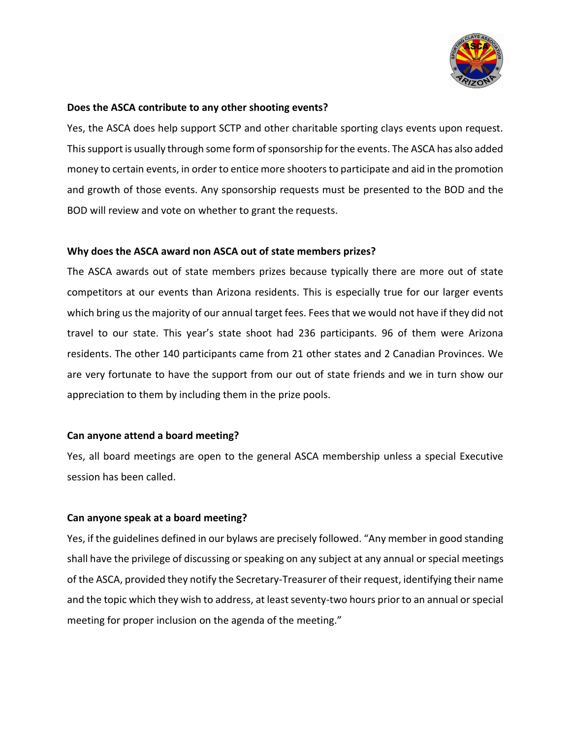**Does the ASCA contribute to any other shooting events?**

Yes, the ASCA does help support SCTP and other charitable sporting clays events upon request. This support is usually through some form of sponsorship for the events. The ASCA has also added money to certain events, in order to entice more shooters to participate and aid in the promotion and growth of those events. Any sponsorship requests must be presented to the BOD and the BOD will review and vote on whether to grant the requests.

**Why does the ASCA award non ASCA out of state members prizes?**

The ASCA awards out of state members prizes because typically there are more out of state competitors at our events than Arizona residents. This is especially true for our larger events which bring us the majority of our annual target fees. Fees that we would not have if they did not travel to our state. This year's state shoot had 236 participants. 96 of them were Arizona residents. The other 140 participants came from 21 other states and 2 Canadian Provinces. We are very fortunate to have the support from our out of state friends and we in turn show our appreciation to them by including them in the prize pools.

**Can anyone attend a board meeting?**

Yes, all board meetings are open to the general ASCA membership unless a special Executive session has been called.

**Can anyone speak at a board meeting?**

Yes, if the guidelines defined in our bylaws are precisely followed. "Any member in good standing shall have the privilege of discussing or speaking on any subject at any annual or special meetings of the ASCA, provided they notify the Secretary-Treasurer of their request, identifying their name and the topic which they wish to address, at least seventy-two hours prior to an annual or special meeting for proper inclusion on the agenda of the meeting."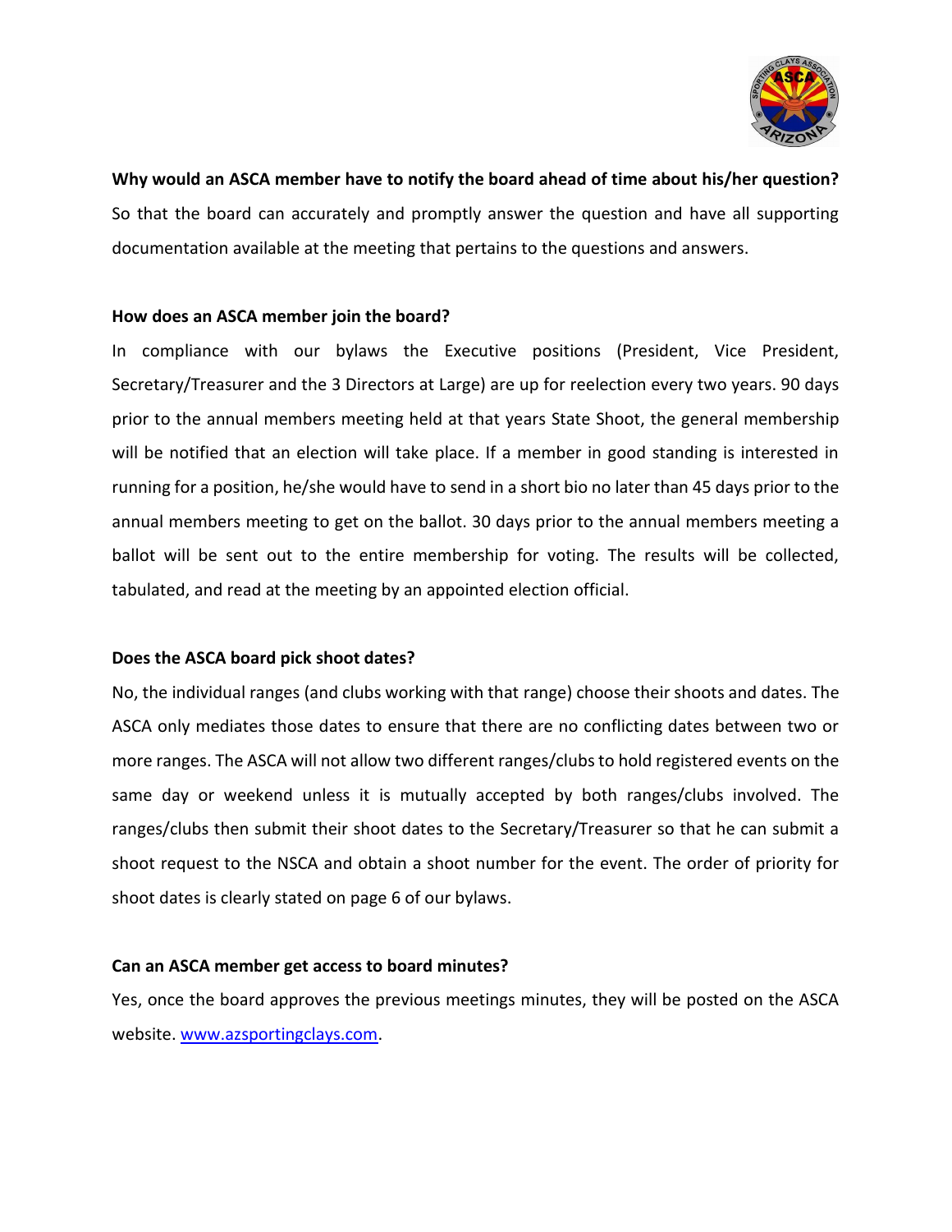**Why would an ASCA member have to notify the board ahead of time about his/her question?**

So that the board can accurately and promptly answer the question and have all supporting documentation available at the meeting that pertains to the questions and answers.

**How does an ASCA member join the board?**

In compliance with our bylaws the Executive positions (President, Vice President, Secretary/Treasurer and the 3 Directors at Large) are up for reelection every two years. 90 days prior to the annual members meeting held at that years State Shoot, the general membership will be notified that an election will take place. If a member in good standing is interested in running for a position, he/she would have to send in a short bio no later than 45 days prior to the annual members meeting to get on the ballot. 30 days prior to the annual members meeting a ballot will be sent out to the entire membership for voting. The results will be collected, tabulated, and read at the meeting by an appointed election official.

**Does the ASCA board pick shoot dates?**

No, the individual ranges (and clubs working with that range) choose their shoots and dates. The ASCA only mediates those dates to ensure that there are no conflicting dates between two or more ranges. The ASCA will not allow two different ranges/clubs to hold registered events on the same day or weekend unless it is mutually accepted by both ranges/clubs involved. The ranges/clubs then submit their shoot dates to the Secretary/Treasurer so that he can submit a shoot request to the NSCA and obtain a shoot number for the event. The order of priority for shoot dates is clearly stated on page 6 of our bylaws.

**Can an ASCA member get access to board minutes?**

Yes, once the board approves the previous meetings minutes, they will be posted on the ASCA website. [www.azsportingclays.com](http://www.azsportingclays.com).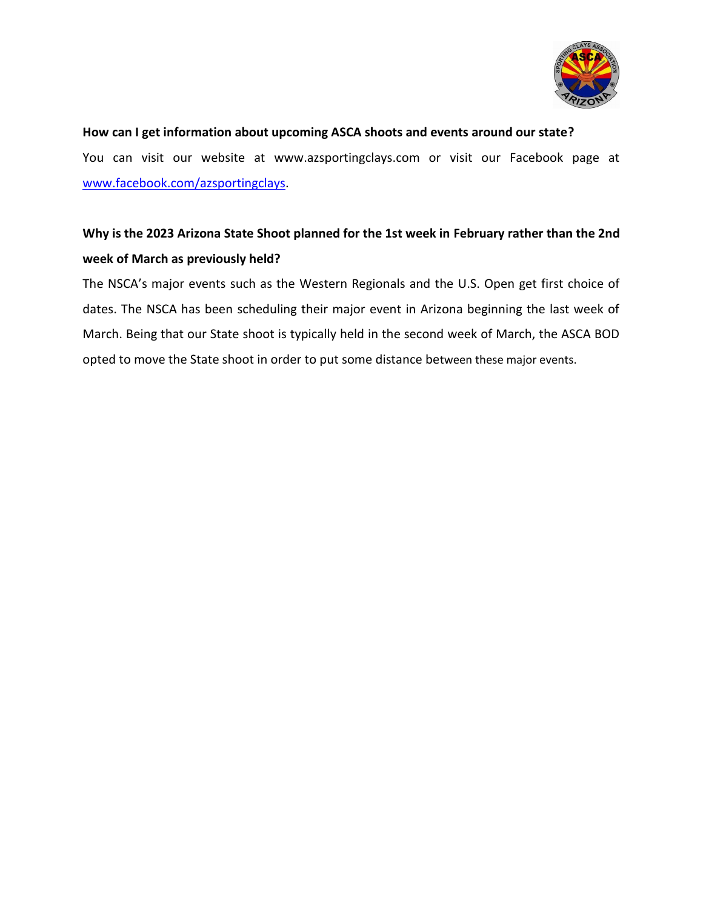**How can I get information about upcoming ASCA shoots and events around our state?**

You can visit our website at www.azsportingclays.com or visit our Facebook page at www.facebook.com/azsportingclays.

**Why is the 2023 Arizona State Shoot planned for the 1st week in February rather than the 2nd week of March as previously held?**

The NSCA's major events such as the Western Regionals and the U.S. Open get first choice of dates. The NSCA has been scheduling their major event in Arizona beginning the last week of March. Being that our State shoot is typically held in the second week of March, the ASCA BOD opted to move the State shoot in order to put some distance between these major events.